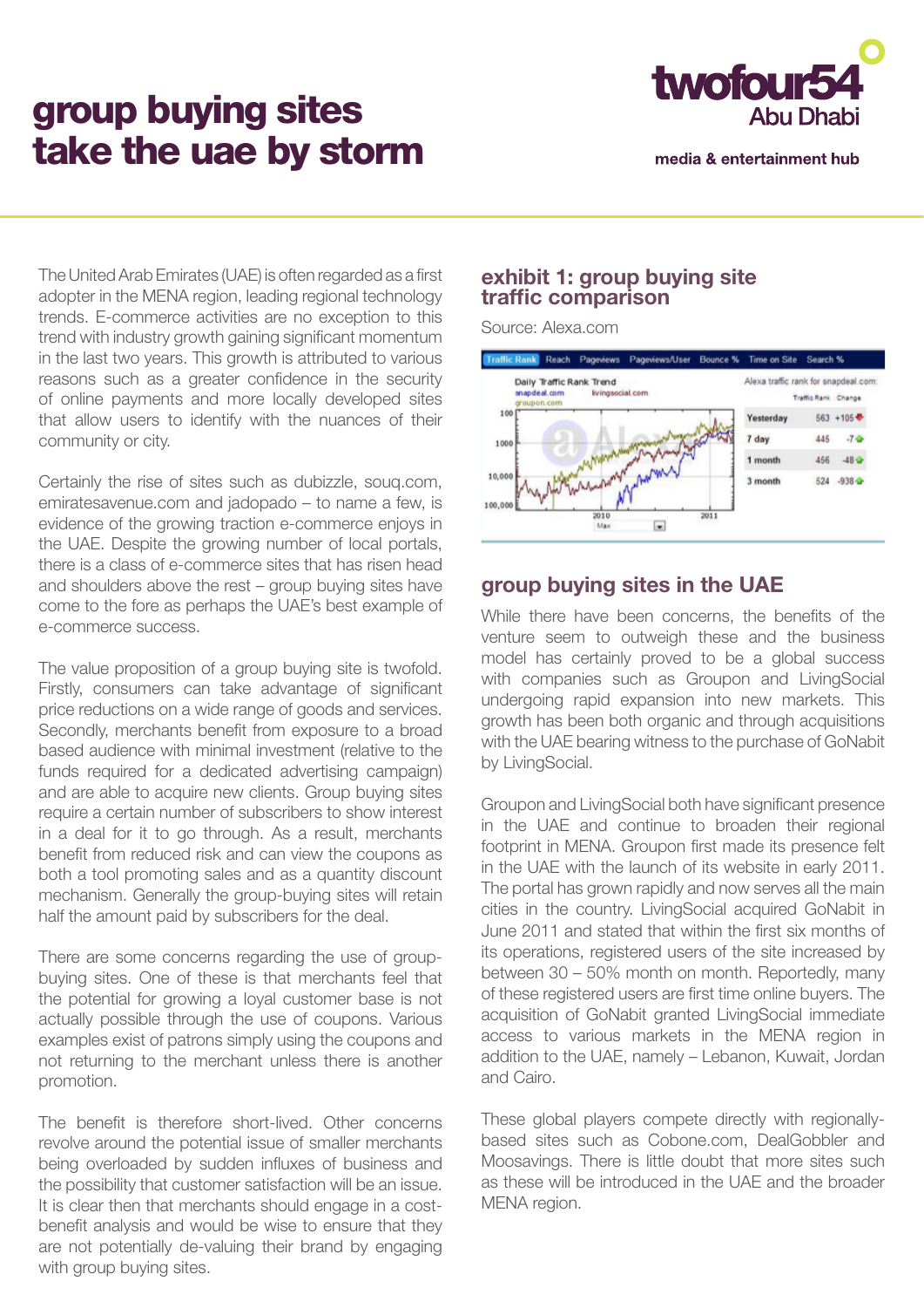# group buying sites take the uae by storm

twofour54 Abu Dhabi

media & entertainment hub

The United Arab Emirates (UAE) is often regarded as a first adopter in the MENA region, leading regional technology trends. E-commerce activities are no exception to this trend with industry growth gaining significant momentum in the last two years. This growth is attributed to various reasons such as a greater confidence in the security of online payments and more locally developed sites that allow users to identify with the nuances of their community or city.

Certainly the rise of sites such as dubizzle, souq.com, emiratesavenue.com and jadopado – to name a few, is evidence of the growing traction e-commerce enjoys in the UAE. Despite the growing number of local portals, there is a class of e-commerce sites that has risen head and shoulders above the rest – group buying sites have come to the fore as perhaps the UAE's best example of e-commerce success.

The value proposition of a group buying site is twofold. Firstly, consumers can take advantage of significant price reductions on a wide range of goods and services. Secondly, merchants benefit from exposure to a broad based audience with minimal investment (relative to the funds required for a dedicated advertising campaign) and are able to acquire new clients. Group buying sites require a certain number of subscribers to show interest in a deal for it to go through. As a result, merchants benefit from reduced risk and can view the coupons as both a tool promoting sales and as a quantity discount mechanism. Generally the group-buying sites will retain half the amount paid by subscribers for the deal.

There are some concerns regarding the use of group-buying sites. One of these is that merchants feel that the potential for growing a loyal customer base is not actually possible through the use of coupons. Various examples exist of patrons simply using the coupons and not returning to the merchant unless there is another promotion.

The benefit is therefore short-lived. Other concerns revolve around the potential issue of smaller merchants being overloaded by sudden influxes of business and the possibility that customer satisfaction will be an issue. It is clear then that merchants should engage in a cost-benefit analysis and would be wise to ensure that they are not potentially de-valuing their brand by engaging with group buying sites.

## exhibit 1: group buying site traffic comparison

Source: Alexa.com

Daily Traffic Rank Trend: snapdeal.com, livingsocial.com, groupon.com

Alexa traffic rank for snapdeal.com

| | Traffic Rank | Change |
|---|---|---|
| Yesterday | 563 | +105 |
| 7 day | 445 | -7 |
| 1 month | 456 | -48 |
| 3 month | 524 | -938 |

## group buying sites in the UAE

While there have been concerns, the benefits of the venture seem to outweigh these and the business model has certainly proved to be a global success with companies such as Groupon and LivingSocial undergoing rapid expansion into new markets. This growth has been both organic and through acquisitions with the UAE bearing witness to the purchase of GoNabit by LivingSocial.

Groupon and LivingSocial both have significant presence in the UAE and continue to broaden their regional footprint in MENA. Groupon first made its presence felt in the UAE with the launch of its website in early 2011. The portal has grown rapidly and now serves all the main cities in the country. LivingSocial acquired GoNabit in June 2011 and stated that within the first six months of its operations, registered users of the site increased by between 30 – 50% month on month. Reportedly, many of these registered users are first time online buyers. The acquisition of GoNabit granted LivingSocial immediate access to various markets in the MENA region in addition to the UAE, namely – Lebanon, Kuwait, Jordan and Cairo.

These global players compete directly with regionally-based sites such as Cobone.com, DealGobbler and Moosavings. There is little doubt that more sites such as these will be introduced in the UAE and the broader MENA region.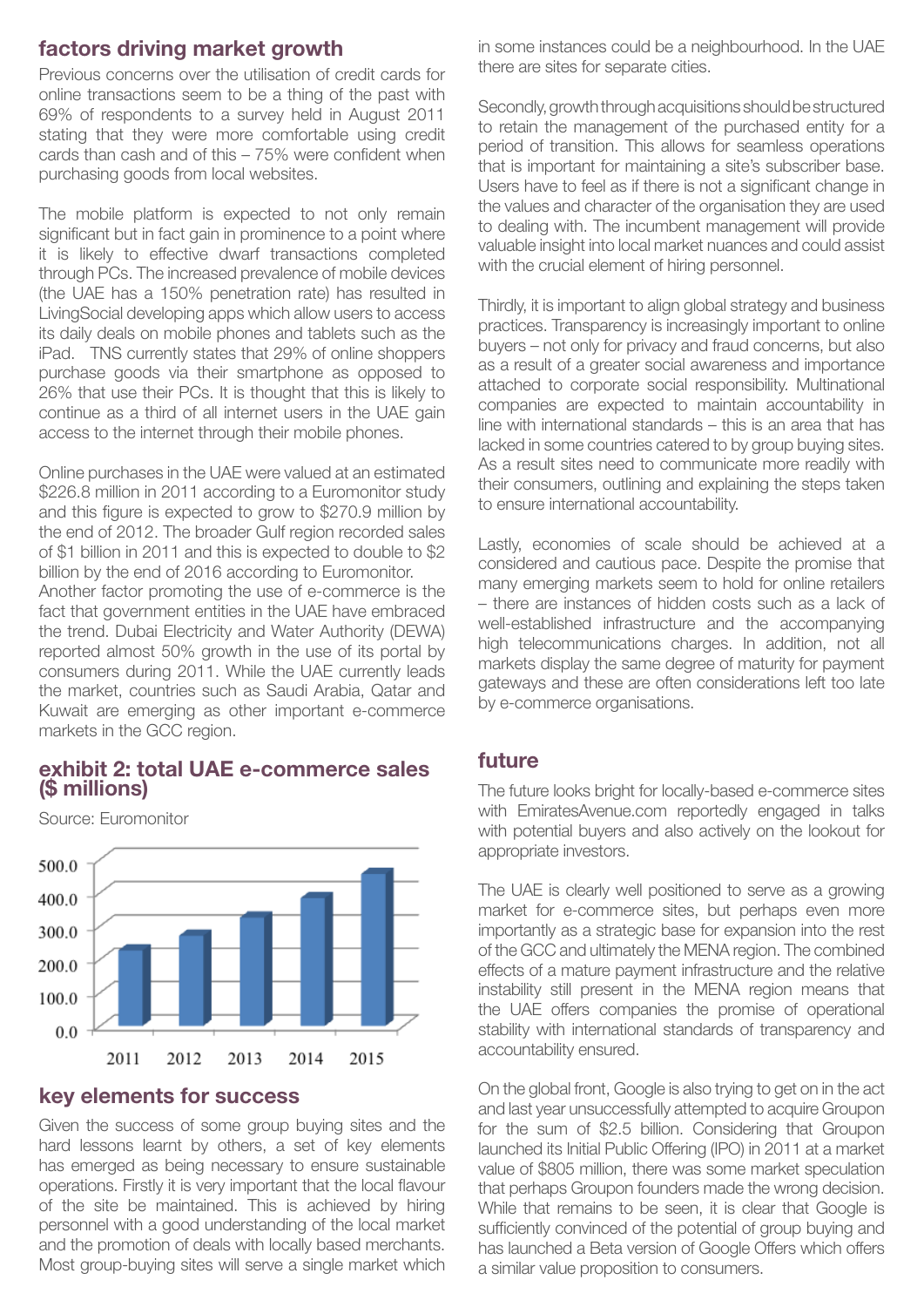## factors driving market growth

Previous concerns over the utilisation of credit cards for online transactions seem to be a thing of the past with 69% of respondents to a survey held in August 2011 stating that they were more comfortable using credit cards than cash and of this – 75% were confident when purchasing goods from local websites.

The mobile platform is expected to not only remain significant but in fact gain in prominence to a point where it is likely to effective dwarf transactions completed through PCs. The increased prevalence of mobile devices (the UAE has a 150% penetration rate) has resulted in LivingSocial developing apps which allow users to access its daily deals on mobile phones and tablets such as the iPad. TNS currently states that 29% of online shoppers purchase goods via their smartphone as opposed to 26% that use their PCs. It is thought that this is likely to continue as a third of all internet users in the UAE gain access to the internet through their mobile phones.

Online purchases in the UAE were valued at an estimated $226.8 million in 2011 according to a Euromonitor study and this figure is expected to grow to $270.9 million by the end of 2012. The broader Gulf region recorded sales of $1 billion in 2011 and this is expected to double to $2 billion by the end of 2016 according to Euromonitor.
Another factor promoting the use of e-commerce is the fact that government entities in the UAE have embraced the trend. Dubai Electricity and Water Authority (DEWA) reported almost 50% growth in the use of its portal by consumers during 2011. While the UAE currently leads the market, countries such as Saudi Arabia, Qatar and Kuwait are emerging as other important e-commerce markets in the GCC region.

## exhibit 2: total UAE e-commerce sales ($ millions)

Source: Euromonitor

500.0
400.0
300.0
200.0
100.0
0.0

2011 2012 2013 2014 2015

## key elements for success

Given the success of some group buying sites and the hard lessons learnt by others, a set of key elements has emerged as being necessary to ensure sustainable operations. Firstly it is very important that the local flavour of the site be maintained. This is achieved by hiring personnel with a good understanding of the local market and the promotion of deals with locally based merchants. Most group-buying sites will serve a single market which in some instances could be a neighbourhood. In the UAE there are sites for separate cities.

Secondly, growth through acquisitions should be structured to retain the management of the purchased entity for a period of transition. This allows for seamless operations that is important for maintaining a site's subscriber base. Users have to feel as if there is not a significant change in the values and character of the organisation they are used to dealing with. The incumbent management will provide valuable insight into local market nuances and could assist with the crucial element of hiring personnel.

Thirdly, it is important to align global strategy and business practices. Transparency is increasingly important to online buyers – not only for privacy and fraud concerns, but also as a result of a greater social awareness and importance attached to corporate social responsibility. Multinational companies are expected to maintain accountability in line with international standards – this is an area that has lacked in some countries catered to by group buying sites. As a result sites need to communicate more readily with their consumers, outlining and explaining the steps taken to ensure international accountability.

Lastly, economies of scale should be achieved at a considered and cautious pace. Despite the promise that many emerging markets seem to hold for online retailers – there are instances of hidden costs such as a lack of well-established infrastructure and the accompanying high telecommunications charges. In addition, not all markets display the same degree of maturity for payment gateways and these are often considerations left too late by e-commerce organisations.

## future

The future looks bright for locally-based e-commerce sites with EmiratesAvenue.com reportedly engaged in talks with potential buyers and also actively on the lookout for appropriate investors.

The UAE is clearly well positioned to serve as a growing market for e-commerce sites, but perhaps even more importantly as a strategic base for expansion into the rest of the GCC and ultimately the MENA region. The combined effects of a mature payment infrastructure and the relative instability still present in the MENA region means that the UAE offers companies the promise of operational stability with international standards of transparency and accountability ensured.

On the global front, Google is also trying to get on in the act and last year unsuccessfully attempted to acquire Groupon for the sum of $2.5 billion. Considering that Groupon launched its Initial Public Offering (IPO) in 2011 at a market value of $805 million, there was some market speculation that perhaps Groupon founders made the wrong decision. While that remains to be seen, it is clear that Google is sufficiently convinced of the potential of group buying and has launched a Beta version of Google Offers which offers a similar value proposition to consumers.